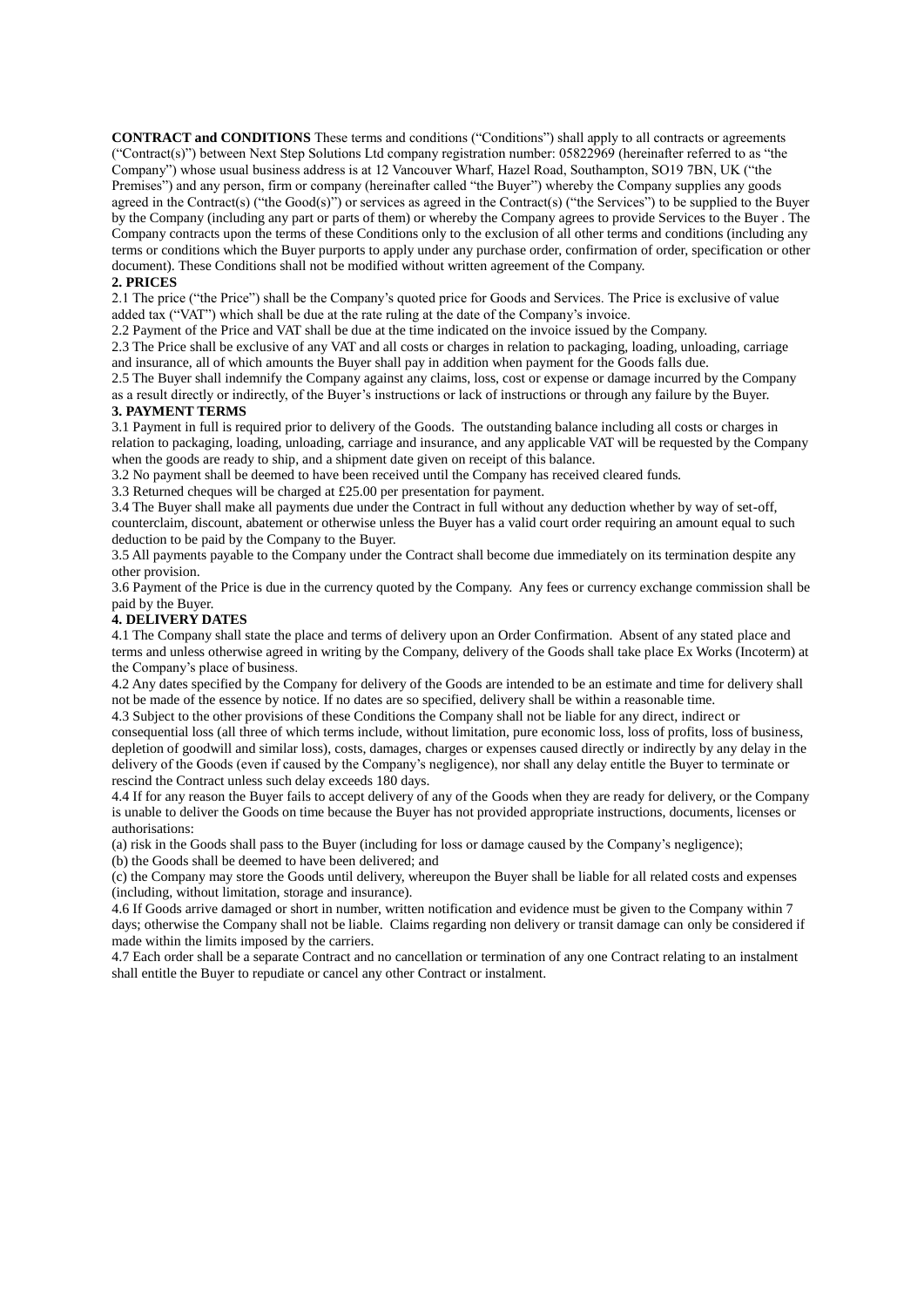**CONTRACT and CONDITIONS** These terms and conditions ("Conditions") shall apply to all contracts or agreements ("Contract(s)") between Next Step Solutions Ltd company registration number: 05822969 (hereinafter referred to as "the Company") whose usual business address is at 12 Vancouver Wharf, Hazel Road, Southampton, SO19 7BN, UK ("the Premises") and any person, firm or company (hereinafter called "the Buyer") whereby the Company supplies any goods agreed in the Contract(s) ("the Good(s)") or services as agreed in the Contract(s) ("the Services") to be supplied to the Buyer by the Company (including any part or parts of them) or whereby the Company agrees to provide Services to the Buyer . The Company contracts upon the terms of these Conditions only to the exclusion of all other terms and conditions (including any terms or conditions which the Buyer purports to apply under any purchase order, confirmation of order, specification or other document). These Conditions shall not be modified without written agreement of the Company.

**2. PRICES**

2.1 The price ("the Price") shall be the Company's quoted price for Goods and Services. The Price is exclusive of value added tax ("VAT") which shall be due at the rate ruling at the date of the Company's invoice.

2.2 Payment of the Price and VAT shall be due at the time indicated on the invoice issued by the Company.

2.3 The Price shall be exclusive of any VAT and all costs or charges in relation to packaging, loading, unloading, carriage and insurance, all of which amounts the Buyer shall pay in addition when payment for the Goods falls due.

2.5 The Buyer shall indemnify the Company against any claims, loss, cost or expense or damage incurred by the Company as a result directly or indirectly, of the Buyer's instructions or lack of instructions or through any failure by the Buyer.

**3. PAYMENT TERMS**

3.1 Payment in full is required prior to delivery of the Goods. The outstanding balance including all costs or charges in relation to packaging, loading, unloading, carriage and insurance, and any applicable VAT will be requested by the Company when the goods are ready to ship, and a shipment date given on receipt of this balance.

3.2 No payment shall be deemed to have been received until the Company has received cleared funds.

3.3 Returned cheques will be charged at £25.00 per presentation for payment.

3.4 The Buyer shall make all payments due under the Contract in full without any deduction whether by way of set-off, counterclaim, discount, abatement or otherwise unless the Buyer has a valid court order requiring an amount equal to such deduction to be paid by the Company to the Buyer.

3.5 All payments payable to the Company under the Contract shall become due immediately on its termination despite any other provision.

3.6 Payment of the Price is due in the currency quoted by the Company. Any fees or currency exchange commission shall be paid by the Buyer.

**4. DELIVERY DATES**

4.1 The Company shall state the place and terms of delivery upon an Order Confirmation. Absent of any stated place and terms and unless otherwise agreed in writing by the Company, delivery of the Goods shall take place Ex Works (Incoterm) at the Company's place of business.

4.2 Any dates specified by the Company for delivery of the Goods are intended to be an estimate and time for delivery shall not be made of the essence by notice. If no dates are so specified, delivery shall be within a reasonable time.

4.3 Subject to the other provisions of these Conditions the Company shall not be liable for any direct, indirect or consequential loss (all three of which terms include, without limitation, pure economic loss, loss of profits, loss of business, depletion of goodwill and similar loss), costs, damages, charges or expenses caused directly or indirectly by any delay in the delivery of the Goods (even if caused by the Company's negligence), nor shall any delay entitle the Buyer to terminate or rescind the Contract unless such delay exceeds 180 days.

4.4 If for any reason the Buyer fails to accept delivery of any of the Goods when they are ready for delivery, or the Company is unable to deliver the Goods on time because the Buyer has not provided appropriate instructions, documents, licenses or authorisations:

(a) risk in the Goods shall pass to the Buyer (including for loss or damage caused by the Company's negligence);

(b) the Goods shall be deemed to have been delivered; and

(c) the Company may store the Goods until delivery, whereupon the Buyer shall be liable for all related costs and expenses (including, without limitation, storage and insurance).

4.6 If Goods arrive damaged or short in number, written notification and evidence must be given to the Company within 7 days; otherwise the Company shall not be liable. Claims regarding non delivery or transit damage can only be considered if made within the limits imposed by the carriers.

4.7 Each order shall be a separate Contract and no cancellation or termination of any one Contract relating to an instalment shall entitle the Buyer to repudiate or cancel any other Contract or instalment.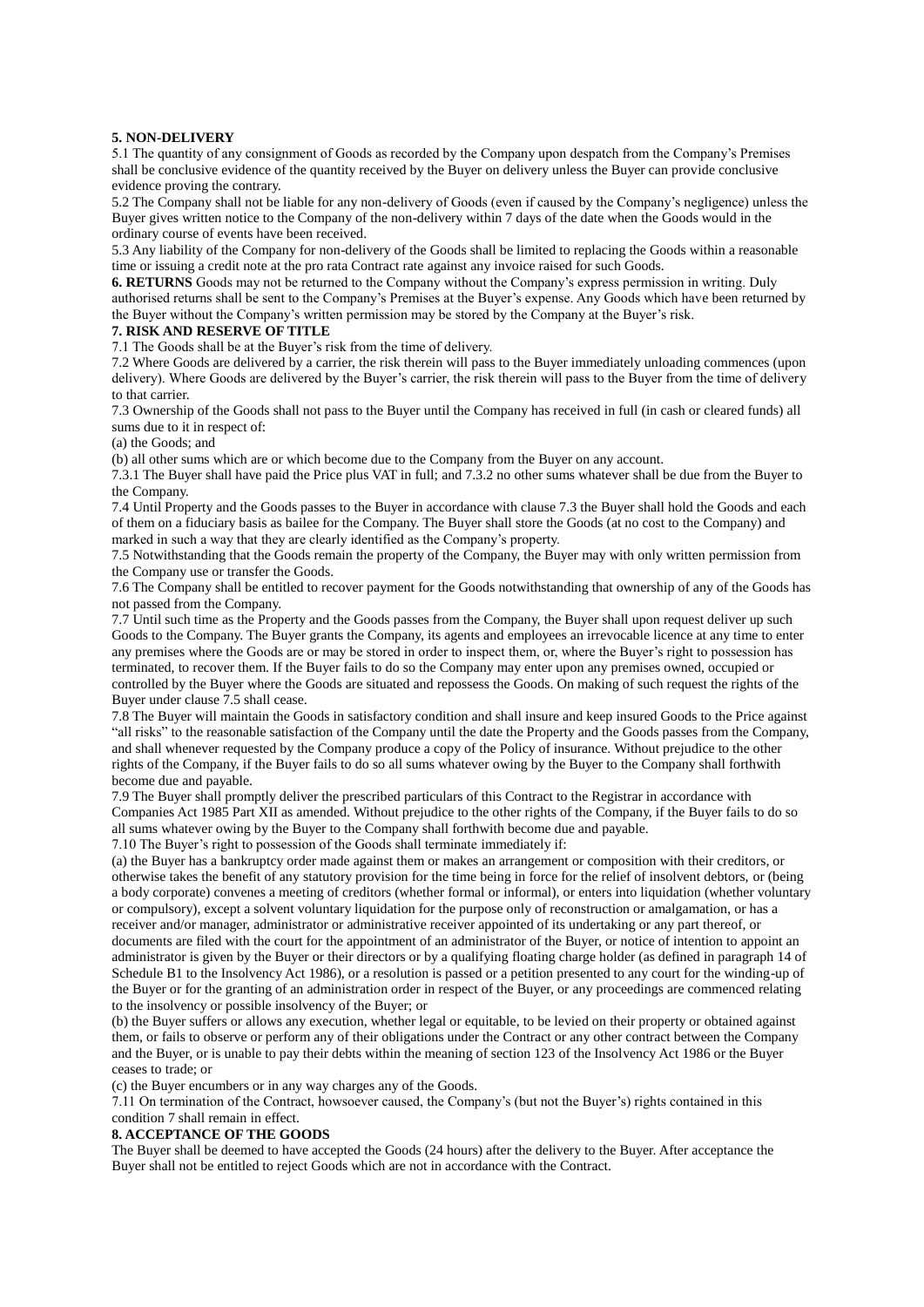**5. NON-DELIVERY**

5.1 The quantity of any consignment of Goods as recorded by the Company upon despatch from the Company's Premises shall be conclusive evidence of the quantity received by the Buyer on delivery unless the Buyer can provide conclusive evidence proving the contrary.

5.2 The Company shall not be liable for any non-delivery of Goods (even if caused by the Company's negligence) unless the Buyer gives written notice to the Company of the non-delivery within 7 days of the date when the Goods would in the ordinary course of events have been received.

5.3 Any liability of the Company for non-delivery of the Goods shall be limited to replacing the Goods within a reasonable time or issuing a credit note at the pro rata Contract rate against any invoice raised for such Goods.

**6. RETURNS** Goods may not be returned to the Company without the Company's express permission in writing. Duly authorised returns shall be sent to the Company's Premises at the Buyer's expense. Any Goods which have been returned by the Buyer without the Company's written permission may be stored by the Company at the Buyer's risk.

**7. RISK AND RESERVE OF TITLE**

7.1 The Goods shall be at the Buyer's risk from the time of delivery.

7.2 Where Goods are delivered by a carrier, the risk therein will pass to the Buyer immediately unloading commences (upon delivery). Where Goods are delivered by the Buyer's carrier, the risk therein will pass to the Buyer from the time of delivery to that carrier.

7.3 Ownership of the Goods shall not pass to the Buyer until the Company has received in full (in cash or cleared funds) all sums due to it in respect of:

(a) the Goods; and

(b) all other sums which are or which become due to the Company from the Buyer on any account.

7.3.1 The Buyer shall have paid the Price plus VAT in full; and 7.3.2 no other sums whatever shall be due from the Buyer to the Company.

7.4 Until Property and the Goods passes to the Buyer in accordance with clause 7.3 the Buyer shall hold the Goods and each of them on a fiduciary basis as bailee for the Company. The Buyer shall store the Goods (at no cost to the Company) and marked in such a way that they are clearly identified as the Company's property.

7.5 Notwithstanding that the Goods remain the property of the Company, the Buyer may with only written permission from the Company use or transfer the Goods.

7.6 The Company shall be entitled to recover payment for the Goods notwithstanding that ownership of any of the Goods has not passed from the Company.

7.7 Until such time as the Property and the Goods passes from the Company, the Buyer shall upon request deliver up such Goods to the Company. The Buyer grants the Company, its agents and employees an irrevocable licence at any time to enter any premises where the Goods are or may be stored in order to inspect them, or, where the Buyer's right to possession has terminated, to recover them. If the Buyer fails to do so the Company may enter upon any premises owned, occupied or controlled by the Buyer where the Goods are situated and repossess the Goods. On making of such request the rights of the Buyer under clause 7.5 shall cease.

7.8 The Buyer will maintain the Goods in satisfactory condition and shall insure and keep insured Goods to the Price against "all risks" to the reasonable satisfaction of the Company until the date the Property and the Goods passes from the Company, and shall whenever requested by the Company produce a copy of the Policy of insurance. Without prejudice to the other rights of the Company, if the Buyer fails to do so all sums whatever owing by the Buyer to the Company shall forthwith become due and payable.

7.9 The Buyer shall promptly deliver the prescribed particulars of this Contract to the Registrar in accordance with Companies Act 1985 Part XII as amended. Without prejudice to the other rights of the Company, if the Buyer fails to do so all sums whatever owing by the Buyer to the Company shall forthwith become due and payable.

7.10 The Buyer's right to possession of the Goods shall terminate immediately if:

(a) the Buyer has a bankruptcy order made against them or makes an arrangement or composition with their creditors, or otherwise takes the benefit of any statutory provision for the time being in force for the relief of insolvent debtors, or (being a body corporate) convenes a meeting of creditors (whether formal or informal), or enters into liquidation (whether voluntary or compulsory), except a solvent voluntary liquidation for the purpose only of reconstruction or amalgamation, or has a receiver and/or manager, administrator or administrative receiver appointed of its undertaking or any part thereof, or documents are filed with the court for the appointment of an administrator of the Buyer, or notice of intention to appoint an administrator is given by the Buyer or their directors or by a qualifying floating charge holder (as defined in paragraph 14 of Schedule B1 to the Insolvency Act 1986), or a resolution is passed or a petition presented to any court for the winding-up of the Buyer or for the granting of an administration order in respect of the Buyer, or any proceedings are commenced relating to the insolvency or possible insolvency of the Buyer; or

(b) the Buyer suffers or allows any execution, whether legal or equitable, to be levied on their property or obtained against them, or fails to observe or perform any of their obligations under the Contract or any other contract between the Company and the Buyer, or is unable to pay their debts within the meaning of section 123 of the Insolvency Act 1986 or the Buyer ceases to trade; or

(c) the Buyer encumbers or in any way charges any of the Goods.

7.11 On termination of the Contract, howsoever caused, the Company's (but not the Buyer's) rights contained in this condition 7 shall remain in effect.

**8. ACCEPTANCE OF THE GOODS**

The Buyer shall be deemed to have accepted the Goods (24 hours) after the delivery to the Buyer. After acceptance the Buyer shall not be entitled to reject Goods which are not in accordance with the Contract.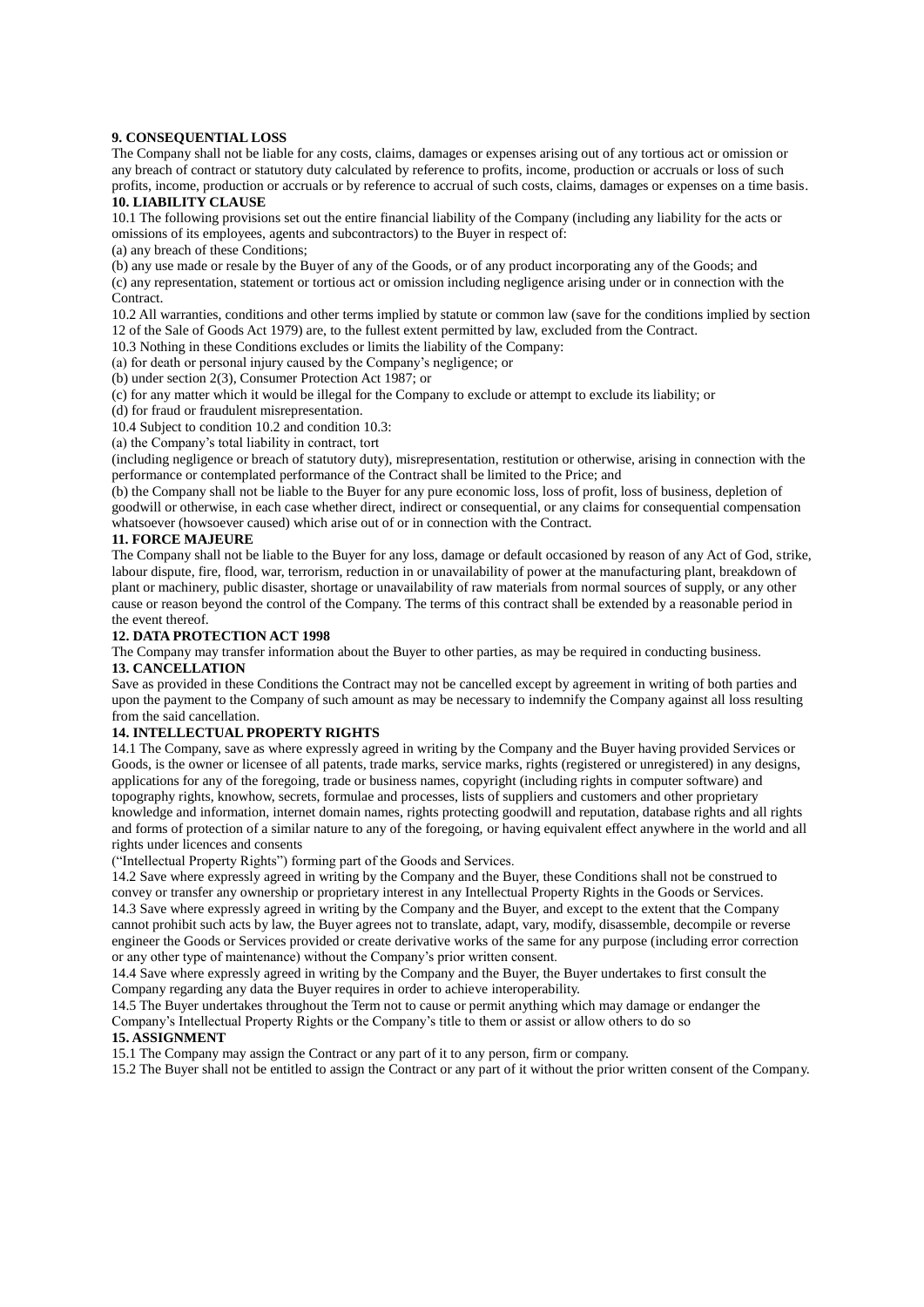**9. CONSEQUENTIAL LOSS**

The Company shall not be liable for any costs, claims, damages or expenses arising out of any tortious act or omission or any breach of contract or statutory duty calculated by reference to profits, income, production or accruals or loss of such profits, income, production or accruals or by reference to accrual of such costs, claims, damages or expenses on a time basis.

**10. LIABILITY CLAUSE**

10.1 The following provisions set out the entire financial liability of the Company (including any liability for the acts or omissions of its employees, agents and subcontractors) to the Buyer in respect of:

(a) any breach of these Conditions;

(b) any use made or resale by the Buyer of any of the Goods, or of any product incorporating any of the Goods; and

(c) any representation, statement or tortious act or omission including negligence arising under or in connection with the Contract.

10.2 All warranties, conditions and other terms implied by statute or common law (save for the conditions implied by section 12 of the Sale of Goods Act 1979) are, to the fullest extent permitted by law, excluded from the Contract.

10.3 Nothing in these Conditions excludes or limits the liability of the Company:

(a) for death or personal injury caused by the Company's negligence; or

(b) under section 2(3), Consumer Protection Act 1987; or

(c) for any matter which it would be illegal for the Company to exclude or attempt to exclude its liability; or

(d) for fraud or fraudulent misrepresentation.

10.4 Subject to condition 10.2 and condition 10.3:

(a) the Company's total liability in contract, tort

(including negligence or breach of statutory duty), misrepresentation, restitution or otherwise, arising in connection with the performance or contemplated performance of the Contract shall be limited to the Price; and

(b) the Company shall not be liable to the Buyer for any pure economic loss, loss of profit, loss of business, depletion of goodwill or otherwise, in each case whether direct, indirect or consequential, or any claims for consequential compensation whatsoever (howsoever caused) which arise out of or in connection with the Contract.

**11. FORCE MAJEURE**

The Company shall not be liable to the Buyer for any loss, damage or default occasioned by reason of any Act of God, strike, labour dispute, fire, flood, war, terrorism, reduction in or unavailability of power at the manufacturing plant, breakdown of plant or machinery, public disaster, shortage or unavailability of raw materials from normal sources of supply, or any other cause or reason beyond the control of the Company. The terms of this contract shall be extended by a reasonable period in the event thereof.

**12. DATA PROTECTION ACT 1998**

The Company may transfer information about the Buyer to other parties, as may be required in conducting business.

**13. CANCELLATION**

Save as provided in these Conditions the Contract may not be cancelled except by agreement in writing of both parties and upon the payment to the Company of such amount as may be necessary to indemnify the Company against all loss resulting from the said cancellation.

**14. INTELLECTUAL PROPERTY RIGHTS**

14.1 The Company, save as where expressly agreed in writing by the Company and the Buyer having provided Services or Goods, is the owner or licensee of all patents, trade marks, service marks, rights (registered or unregistered) in any designs, applications for any of the foregoing, trade or business names, copyright (including rights in computer software) and topography rights, knowhow, secrets, formulae and processes, lists of suppliers and customers and other proprietary knowledge and information, internet domain names, rights protecting goodwill and reputation, database rights and all rights and forms of protection of a similar nature to any of the foregoing, or having equivalent effect anywhere in the world and all rights under licences and consents

("Intellectual Property Rights") forming part of the Goods and Services.

14.2 Save where expressly agreed in writing by the Company and the Buyer, these Conditions shall not be construed to convey or transfer any ownership or proprietary interest in any Intellectual Property Rights in the Goods or Services.

14.3 Save where expressly agreed in writing by the Company and the Buyer, and except to the extent that the Company cannot prohibit such acts by law, the Buyer agrees not to translate, adapt, vary, modify, disassemble, decompile or reverse engineer the Goods or Services provided or create derivative works of the same for any purpose (including error correction or any other type of maintenance) without the Company's prior written consent.

14.4 Save where expressly agreed in writing by the Company and the Buyer, the Buyer undertakes to first consult the Company regarding any data the Buyer requires in order to achieve interoperability.

14.5 The Buyer undertakes throughout the Term not to cause or permit anything which may damage or endanger the Company's Intellectual Property Rights or the Company's title to them or assist or allow others to do so

**15. ASSIGNMENT**

15.1 The Company may assign the Contract or any part of it to any person, firm or company.

15.2 The Buyer shall not be entitled to assign the Contract or any part of it without the prior written consent of the Company.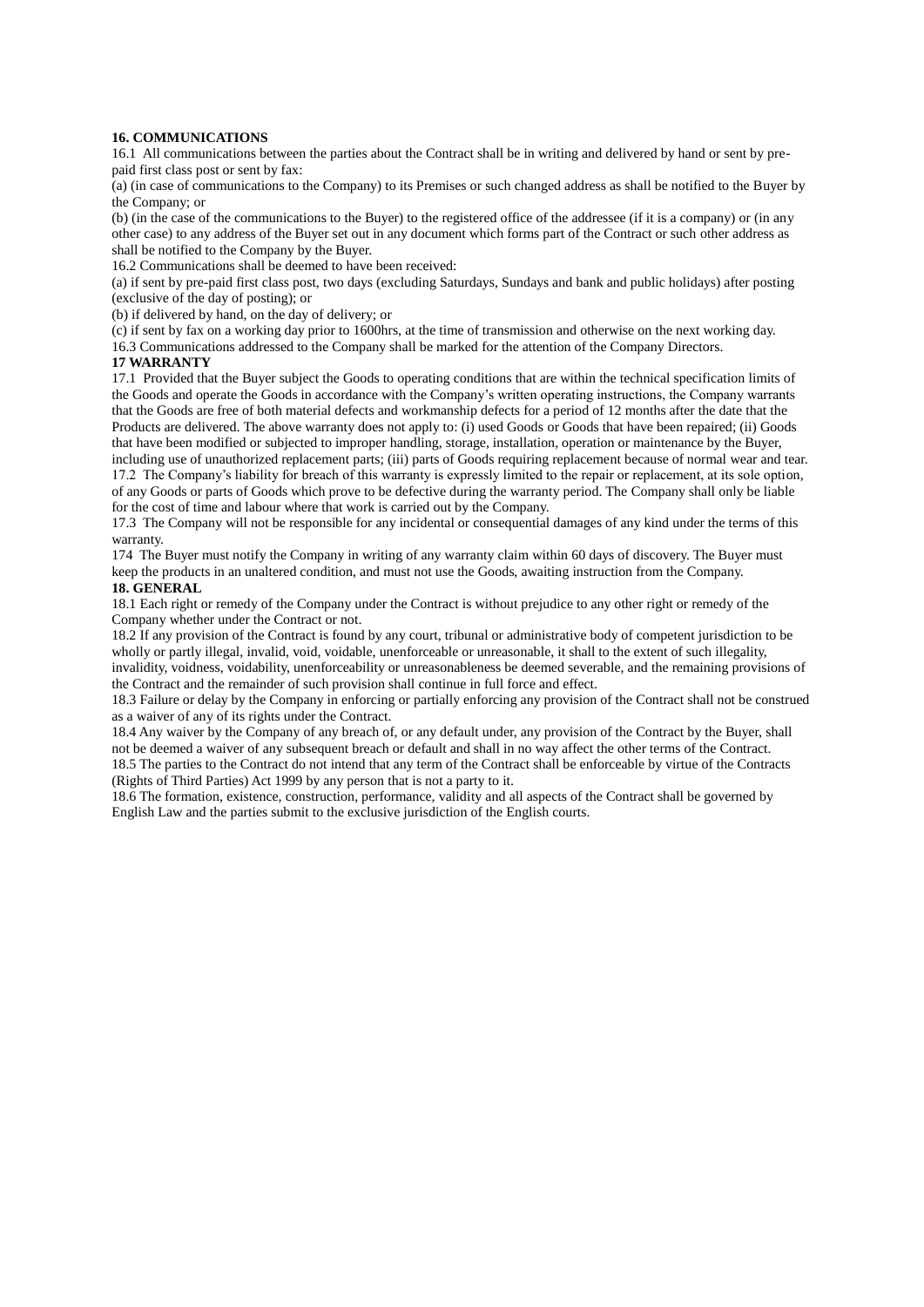**16. COMMUNICATIONS**

16.1 All communications between the parties about the Contract shall be in writing and delivered by hand or sent by pre-paid first class post or sent by fax:

(a) (in case of communications to the Company) to its Premises or such changed address as shall be notified to the Buyer by the Company; or

(b) (in the case of the communications to the Buyer) to the registered office of the addressee (if it is a company) or (in any other case) to any address of the Buyer set out in any document which forms part of the Contract or such other address as shall be notified to the Company by the Buyer.

16.2 Communications shall be deemed to have been received:

(a) if sent by pre-paid first class post, two days (excluding Saturdays, Sundays and bank and public holidays) after posting (exclusive of the day of posting); or

(b) if delivered by hand, on the day of delivery; or

(c) if sent by fax on a working day prior to 1600hrs, at the time of transmission and otherwise on the next working day.

16.3 Communications addressed to the Company shall be marked for the attention of the Company Directors.

**17 WARRANTY**

17.1 Provided that the Buyer subject the Goods to operating conditions that are within the technical specification limits of the Goods and operate the Goods in accordance with the Company's written operating instructions, the Company warrants that the Goods are free of both material defects and workmanship defects for a period of 12 months after the date that the Products are delivered. The above warranty does not apply to: (i) used Goods or Goods that have been repaired; (ii) Goods that have been modified or subjected to improper handling, storage, installation, operation or maintenance by the Buyer, including use of unauthorized replacement parts; (iii) parts of Goods requiring replacement because of normal wear and tear.

17.2 The Company's liability for breach of this warranty is expressly limited to the repair or replacement, at its sole option, of any Goods or parts of Goods which prove to be defective during the warranty period. The Company shall only be liable for the cost of time and labour where that work is carried out by the Company.

17.3 The Company will not be responsible for any incidental or consequential damages of any kind under the terms of this warranty.

174 The Buyer must notify the Company in writing of any warranty claim within 60 days of discovery. The Buyer must keep the products in an unaltered condition, and must not use the Goods, awaiting instruction from the Company.

**18. GENERAL**

18.1 Each right or remedy of the Company under the Contract is without prejudice to any other right or remedy of the Company whether under the Contract or not.

18.2 If any provision of the Contract is found by any court, tribunal or administrative body of competent jurisdiction to be wholly or partly illegal, invalid, void, voidable, unenforceable or unreasonable, it shall to the extent of such illegality, invalidity, voidness, voidability, unenforceability or unreasonableness be deemed severable, and the remaining provisions of the Contract and the remainder of such provision shall continue in full force and effect.

18.3 Failure or delay by the Company in enforcing or partially enforcing any provision of the Contract shall not be construed as a waiver of any of its rights under the Contract.

18.4 Any waiver by the Company of any breach of, or any default under, any provision of the Contract by the Buyer, shall not be deemed a waiver of any subsequent breach or default and shall in no way affect the other terms of the Contract.

18.5 The parties to the Contract do not intend that any term of the Contract shall be enforceable by virtue of the Contracts (Rights of Third Parties) Act 1999 by any person that is not a party to it.

18.6 The formation, existence, construction, performance, validity and all aspects of the Contract shall be governed by English Law and the parties submit to the exclusive jurisdiction of the English courts.